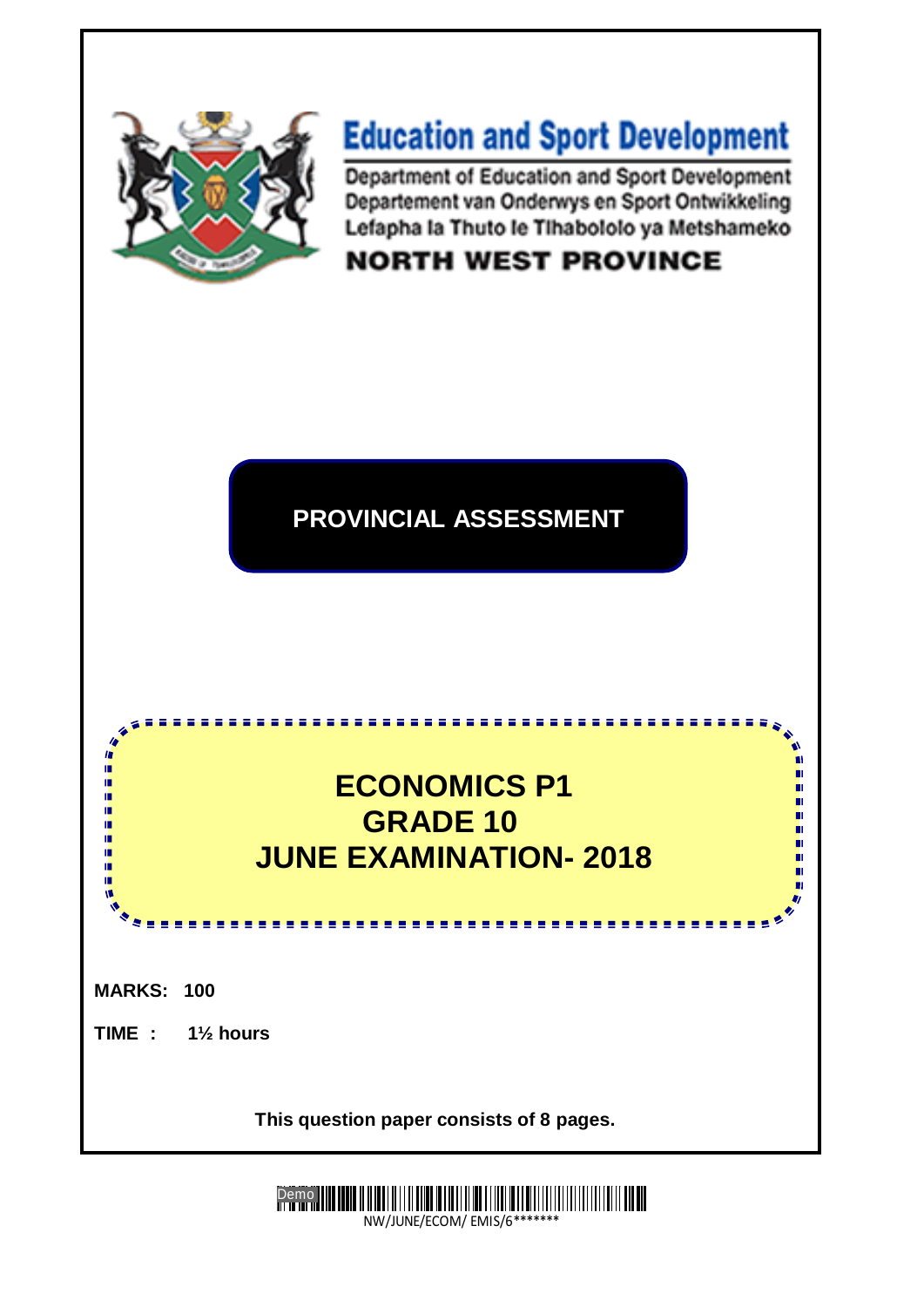# Education and Sport Development

Department of Education and Sport Development
Departement van Onderwys en Sport Ontwikkeling
Lefapha la Thuto le Tlhabololo ya Metshameko

**NORTH WEST PROVINCE**

## PROVINCIAL ASSESSMENT

# ECONOMICS P1
# GRADE 10
# JUNE EXAMINATION- 2018

**MARKS: 100**

**TIME : 1½ hours**

**This question paper consists of 8 pages.**

NW/JUNE/ECOM/ EMIS/6*******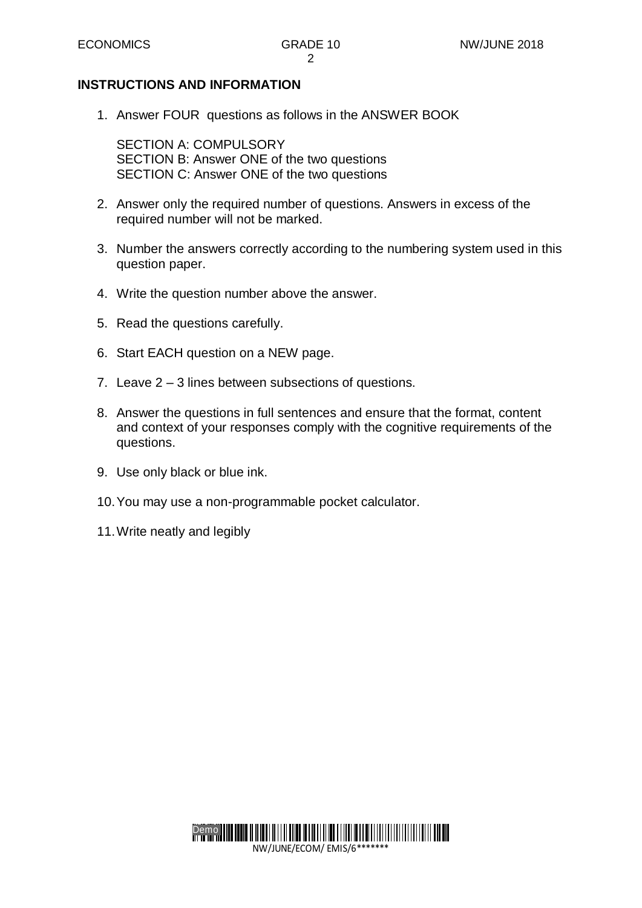**INSTRUCTIONS AND INFORMATION**

1. Answer FOUR questions as follows in the ANSWER BOOK

   SECTION A: COMPULSORY
   SECTION B: Answer ONE of the two questions
   SECTION C: Answer ONE of the two questions

2. Answer only the required number of questions. Answers in excess of the required number will not be marked.

3. Number the answers correctly according to the numbering system used in this question paper.

4. Write the question number above the answer.

5. Read the questions carefully.

6. Start EACH question on a NEW page.

7. Leave 2 – 3 lines between subsections of questions.

8. Answer the questions in full sentences and ensure that the format, content and context of your responses comply with the cognitive requirements of the questions.

9. Use only black or blue ink.

10. You may use a non-programmable pocket calculator.

11. Write neatly and legibly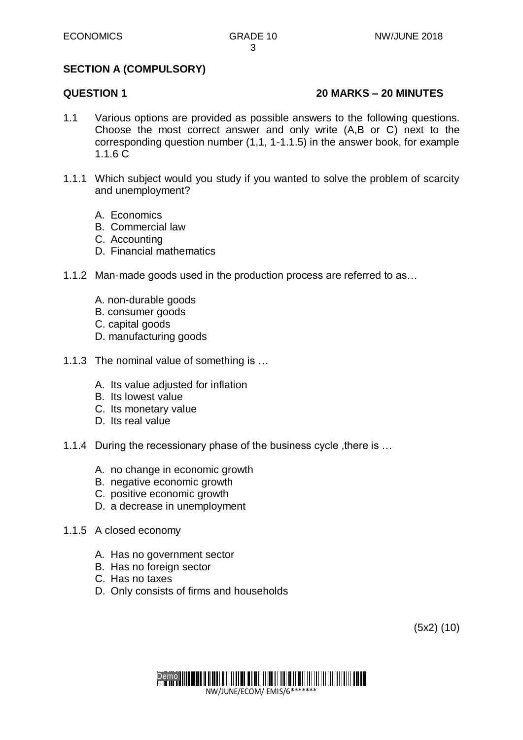## SECTION A (COMPULSORY)

**QUESTION 1** **20 MARKS – 20 MINUTES**

1.1 Various options are provided as possible answers to the following questions. Choose the most correct answer and only write (A,B or C) next to the corresponding question number (1,1, 1-1.1.5) in the answer book, for example 1.1.6 C

1.1.1 Which subject would you study if you wanted to solve the problem of scarcity and unemployment?

A. Economics
B. Commercial law
C. Accounting
D. Financial mathematics

1.1.2 Man-made goods used in the production process are referred to as…

A. non-durable goods
B. consumer goods
C. capital goods
D. manufacturing goods

1.1.3 The nominal value of something is …

A. Its value adjusted for inflation
B. Its lowest value
C. Its monetary value
D. Its real value

1.1.4 During the recessionary phase of the business cycle ,there is …

A. no change in economic growth
B. negative economic growth
C. positive economic growth
D. a decrease in unemployment

1.1.5 A closed economy

A. Has no government sector
B. Has no foreign sector
C. Has no taxes
D. Only consists of firms and households

(5x2) (10)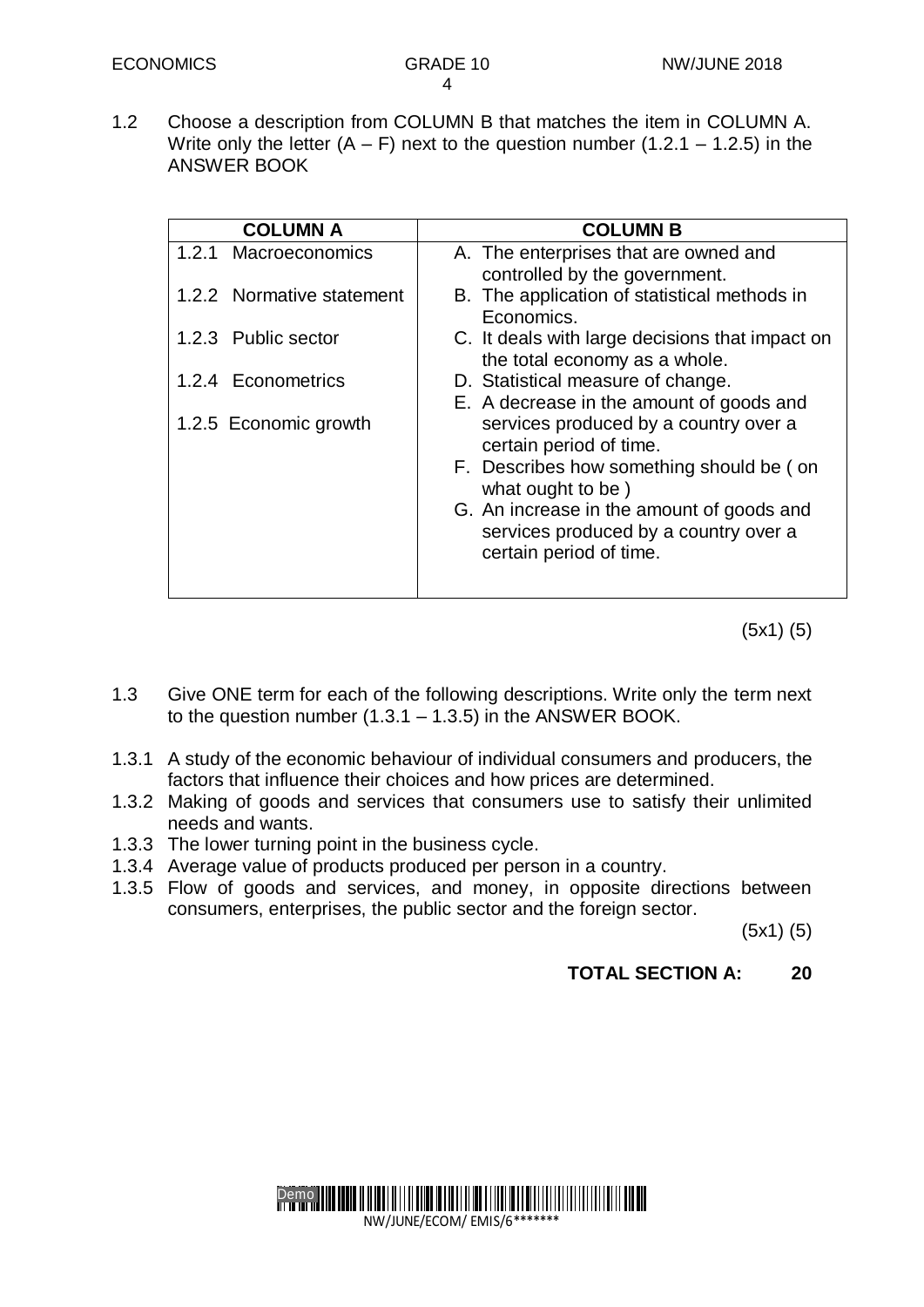1.2 Choose a description from COLUMN B that matches the item in COLUMN A. Write only the letter (A – F) next to the question number (1.2.1 – 1.2.5) in the ANSWER BOOK

| COLUMN A | COLUMN B |
|---|---|
| 1.2.1 Macroeconomics | A. The enterprises that are owned and controlled by the government. |
| 1.2.2 Normative statement | B. The application of statistical methods in Economics. |
| 1.2.3 Public sector | C. It deals with large decisions that impact on the total economy as a whole. |
| 1.2.4 Econometrics | D. Statistical measure of change. |
| 1.2.5 Economic growth | E. A decrease in the amount of goods and services produced by a country over a certain period of time. |
| | F. Describes how something should be ( on what ought to be ) |
| | G. An increase in the amount of goods and services produced by a country over a certain period of time. |

(5x1) (5)

1.3 Give ONE term for each of the following descriptions. Write only the term next to the question number (1.3.1 – 1.3.5) in the ANSWER BOOK.

1.3.1 A study of the economic behaviour of individual consumers and producers, the factors that influence their choices and how prices are determined.

1.3.2 Making of goods and services that consumers use to satisfy their unlimited needs and wants.

1.3.3 The lower turning point in the business cycle.

1.3.4 Average value of products produced per person in a country.

1.3.5 Flow of goods and services, and money, in opposite directions between consumers, enterprises, the public sector and the foreign sector.

(5x1) (5)

**TOTAL SECTION A: 20**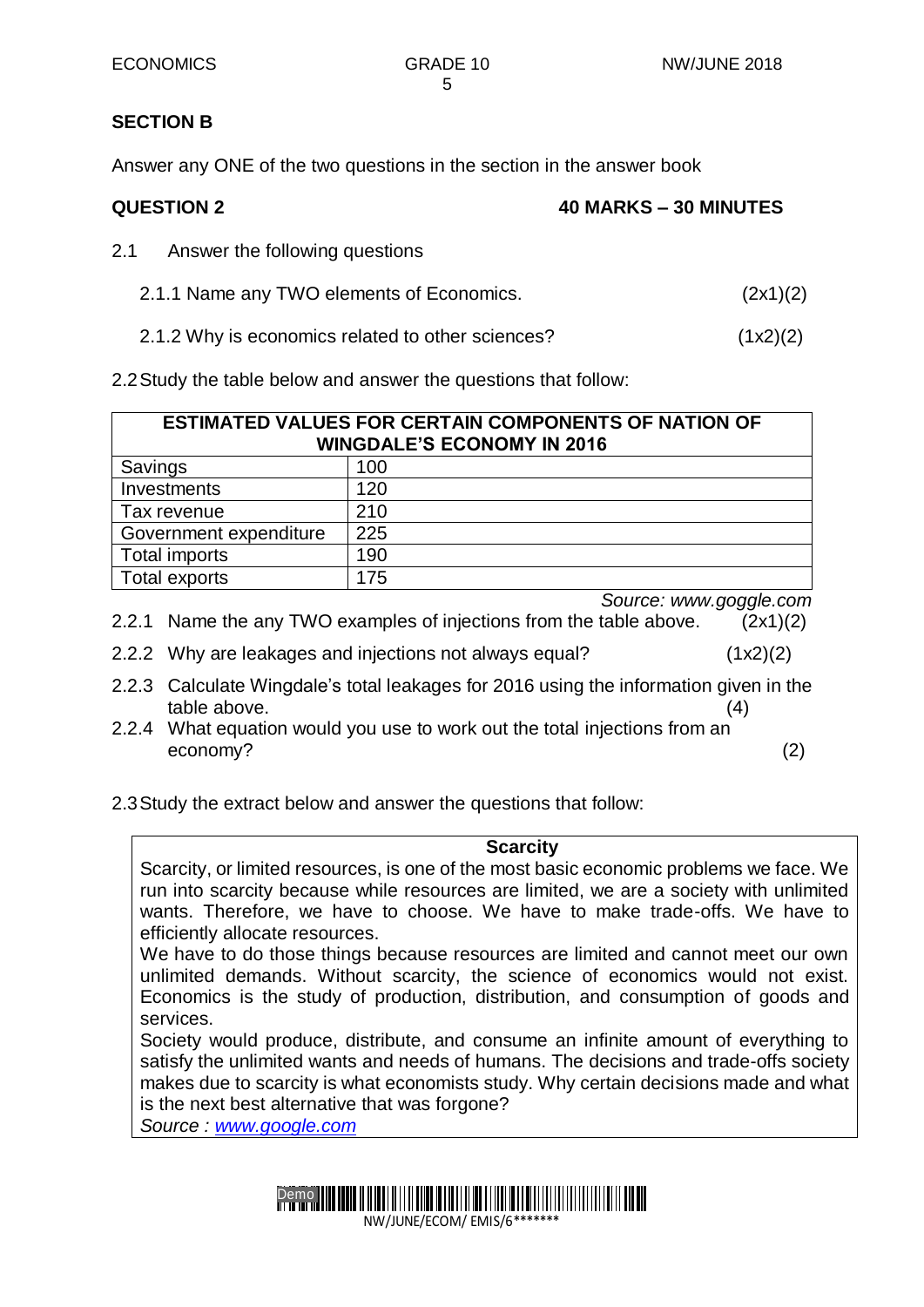## SECTION B

Answer any ONE of the two questions in the section in the answer book

**QUESTION 2** **40 MARKS – 30 MINUTES**

2.1 Answer the following questions

2.1.1 Name any TWO elements of Economics. (2x1)(2)

2.1.2 Why is economics related to other sciences? (1x2)(2)

2.2 Study the table below and answer the questions that follow:

| ESTIMATED VALUES FOR CERTAIN COMPONENTS OF NATION OF WINGDALE'S ECONOMY IN 2016 | |
|---|---|
| Savings | 100 |
| Investments | 120 |
| Tax revenue | 210 |
| Government expenditure | 225 |
| Total imports | 190 |
| Total exports | 175 |

*Source: www.goggle.com*

2.2.1 Name the any TWO examples of injections from the table above. (2x1)(2)

2.2.2 Why are leakages and injections not always equal? (1x2)(2)

2.2.3 Calculate Wingdale's total leakages for 2016 using the information given in the table above. (4)

2.2.4 What equation would you use to work out the total injections from an economy? (2)

2.3 Study the extract below and answer the questions that follow:

> **Scarcity**
>
> Scarcity, or limited resources, is one of the most basic economic problems we face. We run into scarcity because while resources are limited, we are a society with unlimited wants. Therefore, we have to choose. We have to make trade-offs. We have to efficiently allocate resources.
>
> We have to do those things because resources are limited and cannot meet our own unlimited demands. Without scarcity, the science of economics would not exist. Economics is the study of production, distribution, and consumption of goods and services.
>
> Society would produce, distribute, and consume an infinite amount of everything to satisfy the unlimited wants and needs of humans. The decisions and trade-offs society makes due to scarcity is what economists study. Why certain decisions made and what is the next best alternative that was forgone?
>
> *Source : www.google.com*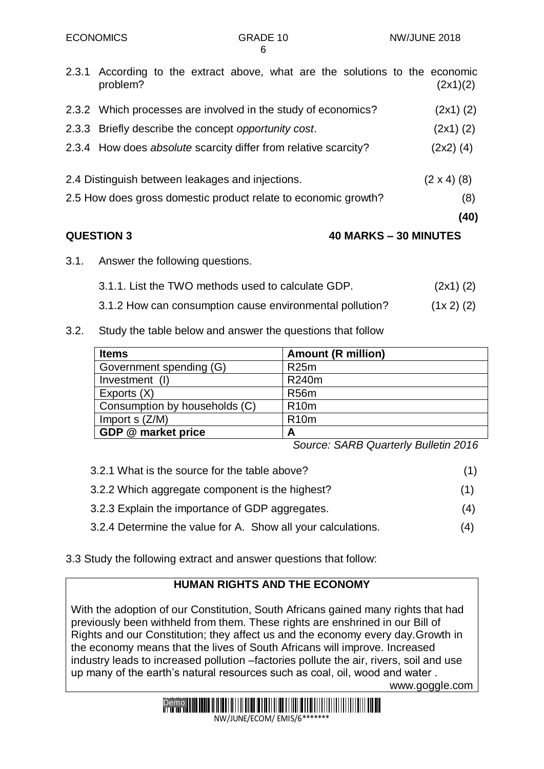2.3.1 According to the extract above, what are the solutions to the economic problem? (2x1)(2)

2.3.2 Which processes are involved in the study of economics? (2x1) (2)

2.3.3 Briefly describe the concept *opportunity cost*. (2x1) (2)

2.3.4 How does *absolute* scarcity differ from relative scarcity? (2x2) (4)

2.4 Distinguish between leakages and injections. (2 x 4) (8)

2.5 How does gross domestic product relate to economic growth? (8)

**(40)**

**QUESTION 3** **40 MARKS – 30 MINUTES**

3.1. Answer the following questions.

3.1.1. List the TWO methods used to calculate GDP. (2x1) (2)

3.1.2 How can consumption cause environmental pollution? (1x 2) (2)

3.2. Study the table below and answer the questions that follow

| **Items** | **Amount (R million)** |
|---|---|
| Government spending (G) | R25m |
| Investment (I) | R240m |
| Exports (X) | R56m |
| Consumption by households (C) | R10m |
| Import s (Z/M) | R10m |
| **GDP @ market price** | **A** |

*Source: SARB Quarterly Bulletin 2016*

3.2.1 What is the source for the table above? (1)

3.2.2 Which aggregate component is the highest? (1)

3.2.3 Explain the importance of GDP aggregates. (4)

3.2.4 Determine the value for A. Show all your calculations. (4)

3.3 Study the following extract and answer questions that follow:

**HUMAN RIGHTS AND THE ECONOMY**

With the adoption of our Constitution, South Africans gained many rights that had previously been withheld from them. These rights are enshrined in our Bill of Rights and our Constitution; they affect us and the economy every day.Growth in the economy means that the lives of South Africans will improve. Increased industry leads to increased pollution –factories pollute the air, rivers, soil and use up many of the earth's natural resources such as coal, oil, wood and water .

www.goggle.com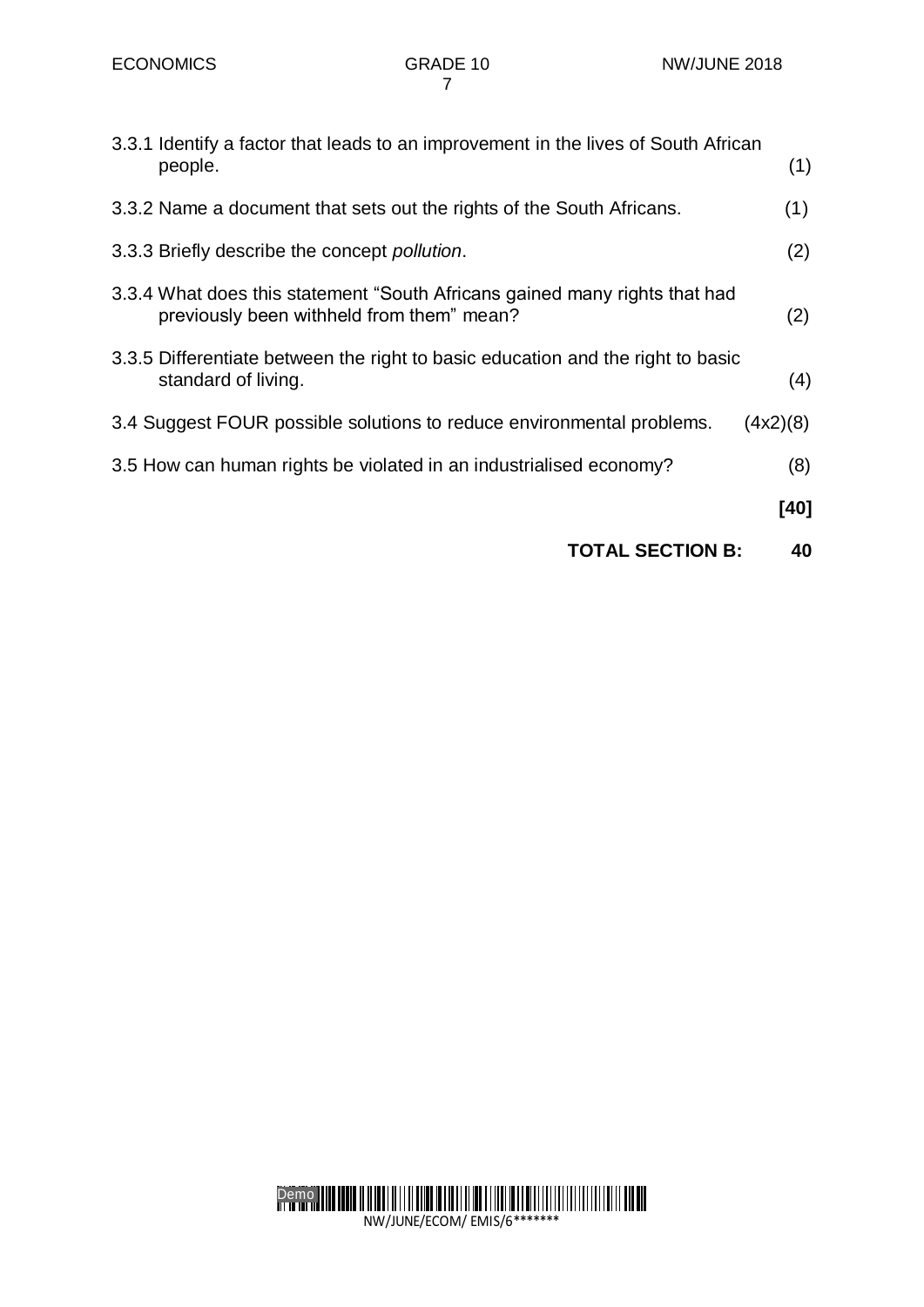3.3.1 Identify a factor that leads to an improvement in the lives of South African people. (1)

3.3.2 Name a document that sets out the rights of the South Africans. (1)

3.3.3 Briefly describe the concept *pollution*. (2)

3.3.4 What does this statement "South Africans gained many rights that had previously been withheld from them" mean? (2)

3.3.5 Differentiate between the right to basic education and the right to basic standard of living. (4)

3.4 Suggest FOUR possible solutions to reduce environmental problems. (4x2)(8)

3.5 How can human rights be violated in an industrialised economy? (8)

**[40]**

**TOTAL SECTION B: 40**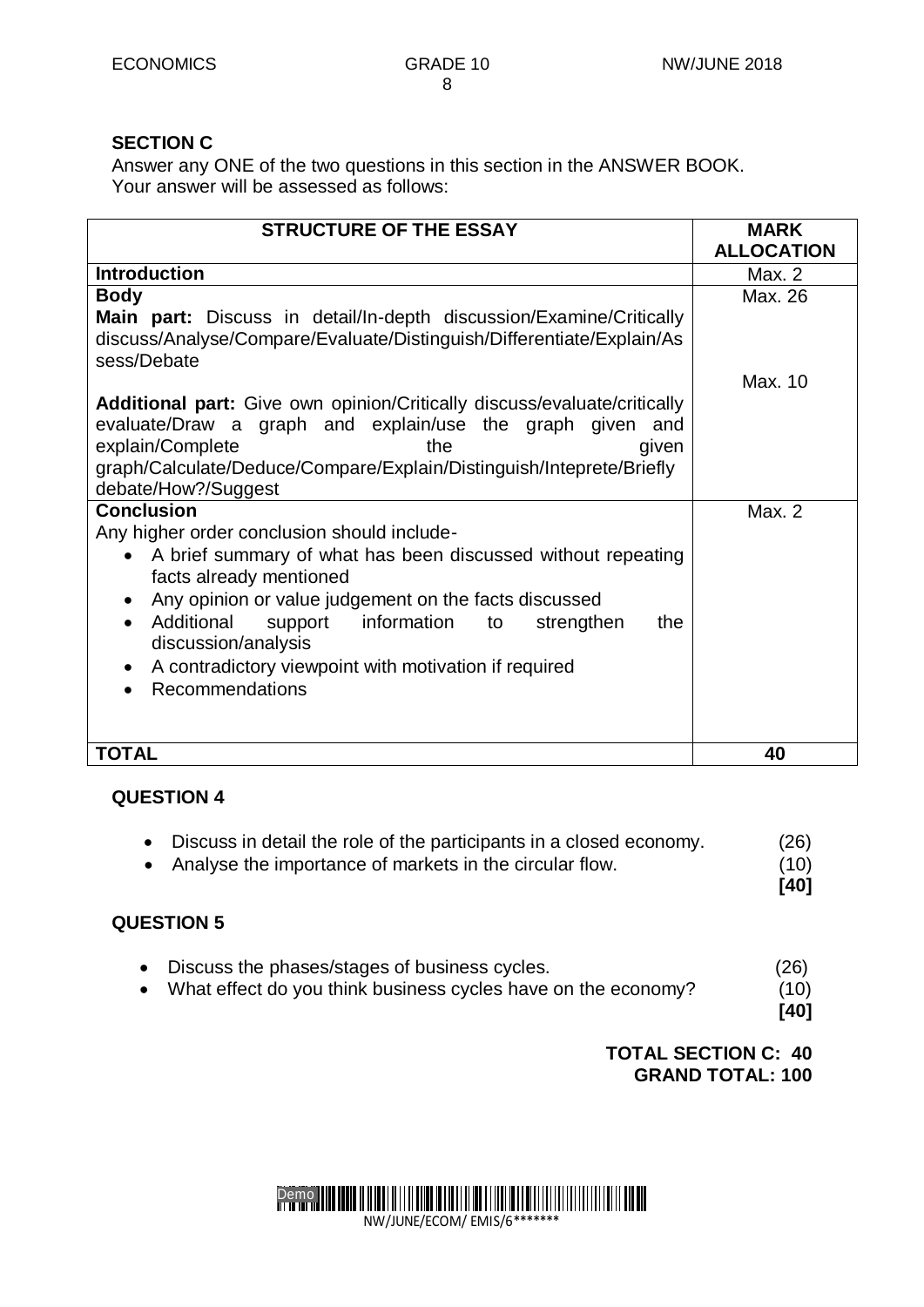## SECTION C

Answer any ONE of the two questions in this section in the ANSWER BOOK.
Your answer will be assessed as follows:

| STRUCTURE OF THE ESSAY | MARK ALLOCATION |
|---|---|
| **Introduction** | Max. 2 |
| **Body**<br>**Main part:** Discuss in detail/In-depth discussion/Examine/Critically discuss/Analyse/Compare/Evaluate/Distinguish/Differentiate/Explain/Assess/Debate<br><br>**Additional part:** Give own opinion/Critically discuss/evaluate/critically evaluate/Draw a graph and explain/use the graph given and explain/Complete the given graph/Calculate/Deduce/Compare/Explain/Distinguish/Intepret/Briefly debate/How?/Suggest | Max. 26<br><br><br><br>Max. 10 |
| **Conclusion**<br>Any higher order conclusion should include-<br>• A brief summary of what has been discussed without repeating facts already mentioned<br>• Any opinion or value judgement on the facts discussed<br>• Additional support information to strengthen the discussion/analysis<br>• A contradictory viewpoint with motivation if required<br>• Recommendations | Max. 2 |
| **TOTAL** | **40** |

### QUESTION 4

- Discuss in detail the role of the participants in a closed economy. (26)
- Analyse the importance of markets in the circular flow. (10)

**[40]**

### QUESTION 5

- Discuss the phases/stages of business cycles. (26)
- What effect do you think business cycles have on the economy? (10)

**[40]**

**TOTAL SECTION C: 40**
**GRAND TOTAL: 100**